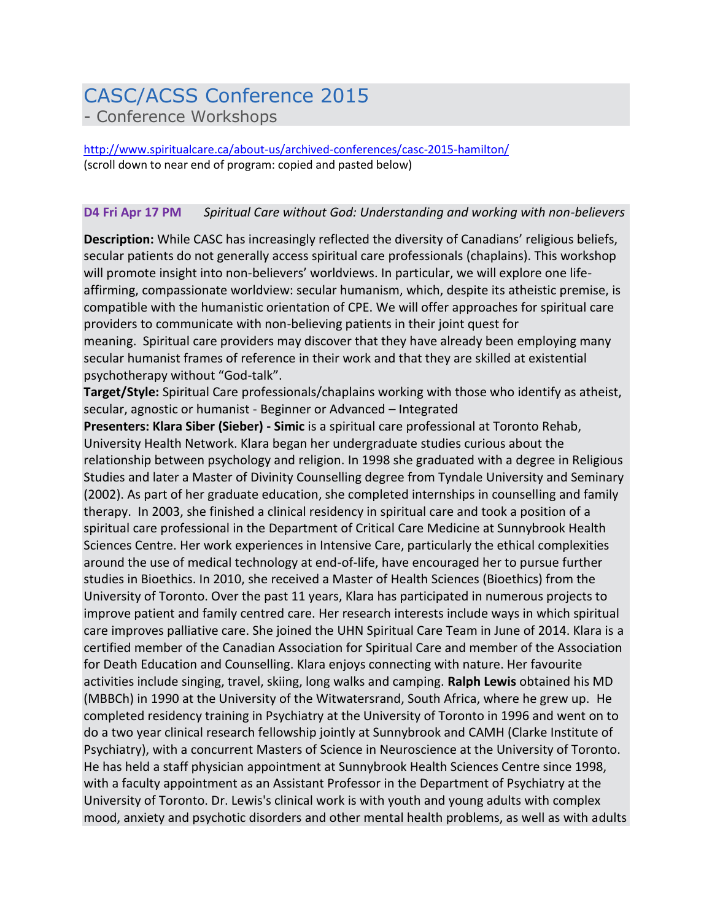# CASC/ACSS Conference 2015

- Conference Workshops

http://www.spiritualcare.ca/about-us/archived-conferences/casc-2015-hamilton/
(scroll down to near end of program: copied and pasted below)

**D4 Fri Apr 17 PM** *Spiritual Care without God: Understanding and working with non-believers*

**Description:** While CASC has increasingly reflected the diversity of Canadians' religious beliefs, secular patients do not generally access spiritual care professionals (chaplains). This workshop will promote insight into non-believers' worldviews. In particular, we will explore one life-affirming, compassionate worldview: secular humanism, which, despite its atheistic premise, is compatible with the humanistic orientation of CPE. We will offer approaches for spiritual care providers to communicate with non-believing patients in their joint quest for meaning. Spiritual care providers may discover that they have already been employing many secular humanist frames of reference in their work and that they are skilled at existential psychotherapy without "God-talk".

**Target/Style:** Spiritual Care professionals/chaplains working with those who identify as atheist, secular, agnostic or humanist - Beginner or Advanced – Integrated

**Presenters: Klara Siber (Sieber) - Simic** is a spiritual care professional at Toronto Rehab, University Health Network. Klara began her undergraduate studies curious about the relationship between psychology and religion. In 1998 she graduated with a degree in Religious Studies and later a Master of Divinity Counselling degree from Tyndale University and Seminary (2002). As part of her graduate education, she completed internships in counselling and family therapy. In 2003, she finished a clinical residency in spiritual care and took a position of a spiritual care professional in the Department of Critical Care Medicine at Sunnybrook Health Sciences Centre. Her work experiences in Intensive Care, particularly the ethical complexities around the use of medical technology at end-of-life, have encouraged her to pursue further studies in Bioethics. In 2010, she received a Master of Health Sciences (Bioethics) from the University of Toronto. Over the past 11 years, Klara has participated in numerous projects to improve patient and family centred care. Her research interests include ways in which spiritual care improves palliative care. She joined the UHN Spiritual Care Team in June of 2014. Klara is a certified member of the Canadian Association for Spiritual Care and member of the Association for Death Education and Counselling. Klara enjoys connecting with nature. Her favourite activities include singing, travel, skiing, long walks and camping. **Ralph Lewis** obtained his MD (MBBCh) in 1990 at the University of the Witwatersrand, South Africa, where he grew up. He completed residency training in Psychiatry at the University of Toronto in 1996 and went on to do a two year clinical research fellowship jointly at Sunnybrook and CAMH (Clarke Institute of Psychiatry), with a concurrent Masters of Science in Neuroscience at the University of Toronto. He has held a staff physician appointment at Sunnybrook Health Sciences Centre since 1998, with a faculty appointment as an Assistant Professor in the Department of Psychiatry at the University of Toronto. Dr. Lewis's clinical work is with youth and young adults with complex mood, anxiety and psychotic disorders and other mental health problems, as well as with adults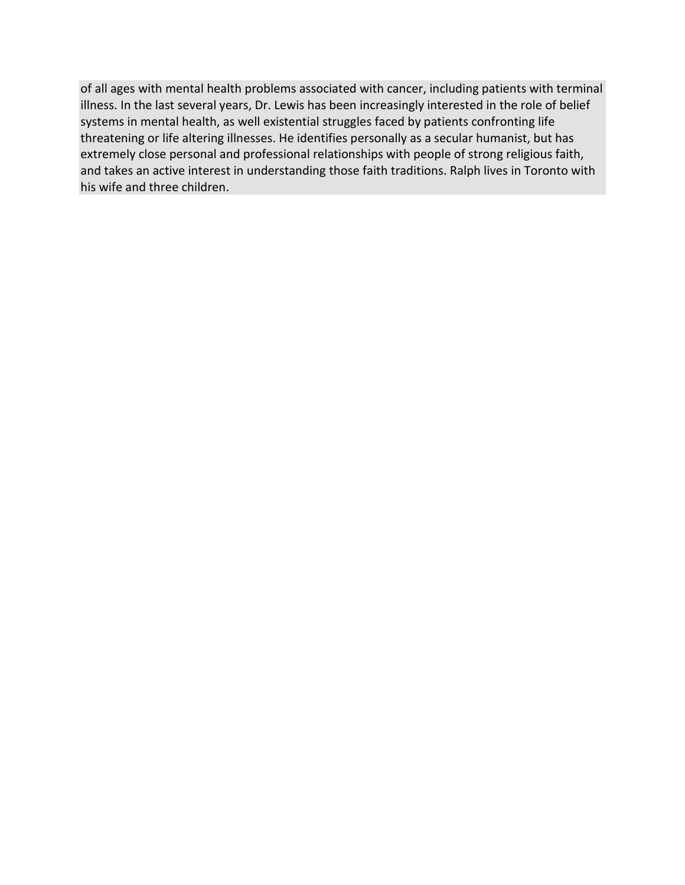of all ages with mental health problems associated with cancer, including patients with terminal illness. In the last several years, Dr. Lewis has been increasingly interested in the role of belief systems in mental health, as well existential struggles faced by patients confronting life threatening or life altering illnesses. He identifies personally as a secular humanist, but has extremely close personal and professional relationships with people of strong religious faith, and takes an active interest in understanding those faith traditions. Ralph lives in Toronto with his wife and three children.